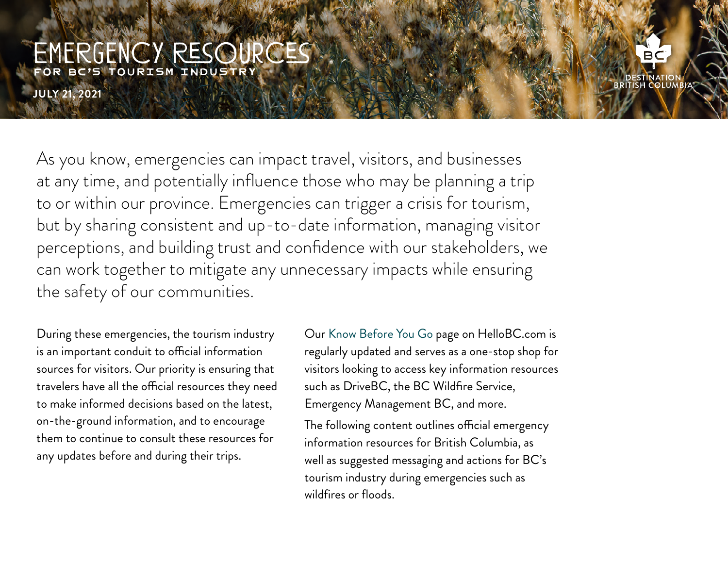# EMERGENCY RESOURCES

## FOR BC'S TOURISM INDUSTRY

**JULY 21, 2021**

DESTINATION BRITISH COLUMBIA

As you know, emergencies can impact travel, visitors, and businesses at any time, and potentially influence those who may be planning a trip to or within our province. Emergencies can trigger a crisis for tourism, but by sharing consistent and up-to-date information, managing visitor perceptions, and building trust and confidence with our stakeholders, we can work together to mitigate any unnecessary impacts while ensuring the safety of our communities.

During these emergencies, the tourism industry is an important conduit to official information sources for visitors. Our priority is ensuring that travelers have all the official resources they need to make informed decisions based on the latest, on-the-ground information, and to encourage them to continue to consult these resources for any updates before and during their trips.

Our Know Before You Go page on HelloBC.com is regularly updated and serves as a one-stop shop for visitors looking to access key information resources such as DriveBC, the BC Wildfire Service, Emergency Management BC, and more.

The following content outlines official emergency information resources for British Columbia, as well as suggested messaging and actions for BC's tourism industry during emergencies such as wildfires or floods.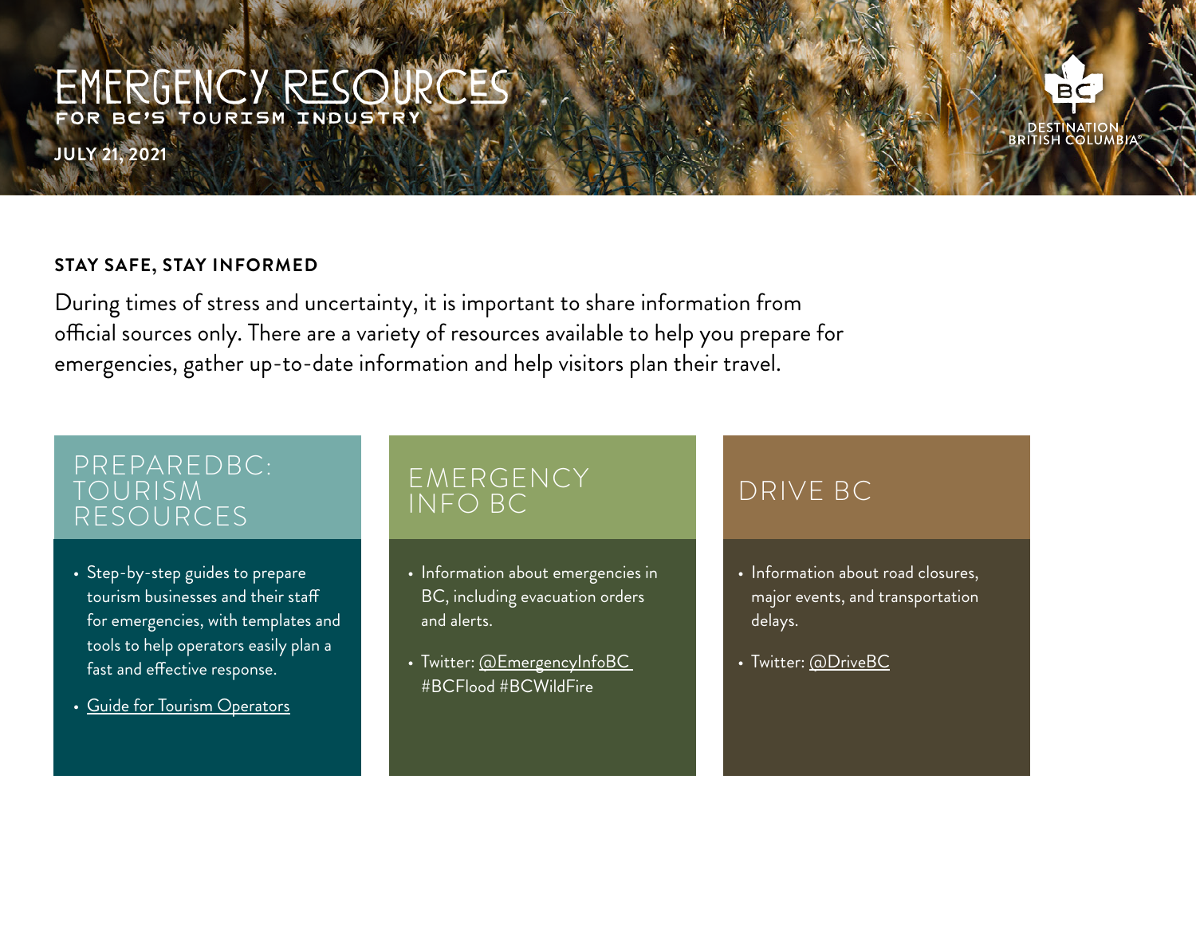# EMERGENCY RESOURCES

FOR BC'S TOURISM INDUSTRY

JULY 21, 2021

DESTINATION BRITISH COLUMBIA

**STAY SAFE, STAY INFORMED**

During times of stress and uncertainty, it is important to share information from official sources only. There are a variety of resources available to help you prepare for emergencies, gather up-to-date information and help visitors plan their travel.

## PREPAREDBC: TOURISM RESOURCES

- Step-by-step guides to prepare tourism businesses and their staff for emergencies, with templates and tools to help operators easily plan a fast and effective response.
- Guide for Tourism Operators

## EMERGENCY INFO BC

- Information about emergencies in BC, including evacuation orders and alerts.
- Twitter: @EmergencyInfoBC #BCFlood #BCWildFire

## DRIVE BC

- Information about road closures, major events, and transportation delays.
- Twitter: @DriveBC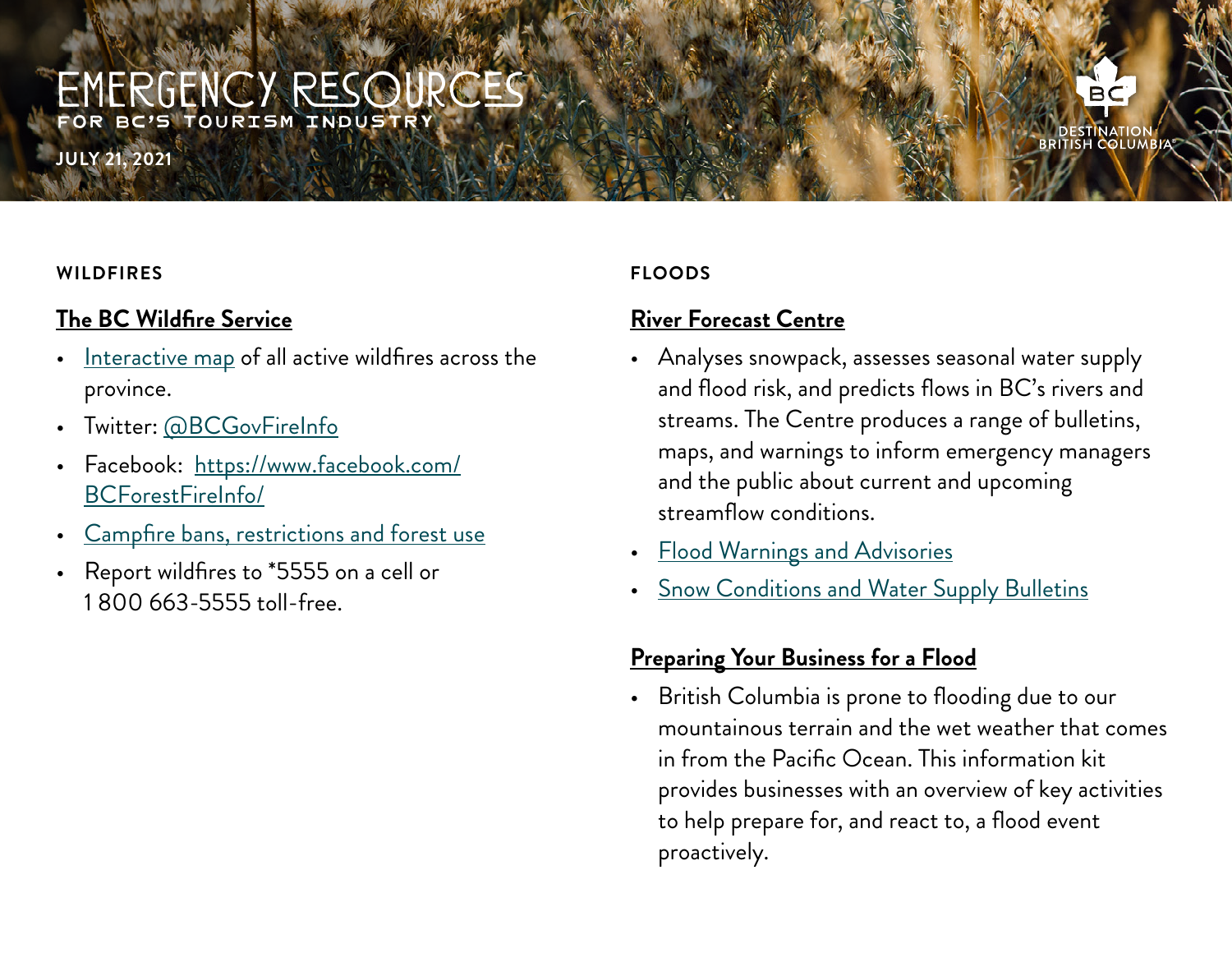# EMERGENCY RESOURCES

FOR BC'S TOURISM INDUSTRY

JULY 21, 2021

DESTINATION BRITISH COLUMBIA

## WILDFIRES

### The BC Wildfire Service

- Interactive map of all active wildfires across the province.
- Twitter: @BCGovFireInfo
- Facebook: https://www.facebook.com/BCForestFireInfo/
- Campfire bans, restrictions and forest use
- Report wildfires to *5555 on a cell or 1 800 663-5555 toll-free.

## FLOODS

### River Forecast Centre

- Analyses snowpack, assesses seasonal water supply and flood risk, and predicts flows in BC's rivers and streams. The Centre produces a range of bulletins, maps, and warnings to inform emergency managers and the public about current and upcoming streamflow conditions.
- Flood Warnings and Advisories
- Snow Conditions and Water Supply Bulletins

### Preparing Your Business for a Flood

- British Columbia is prone to flooding due to our mountainous terrain and the wet weather that comes in from the Pacific Ocean. This information kit provides businesses with an overview of key activities to help prepare for, and react to, a flood event proactively.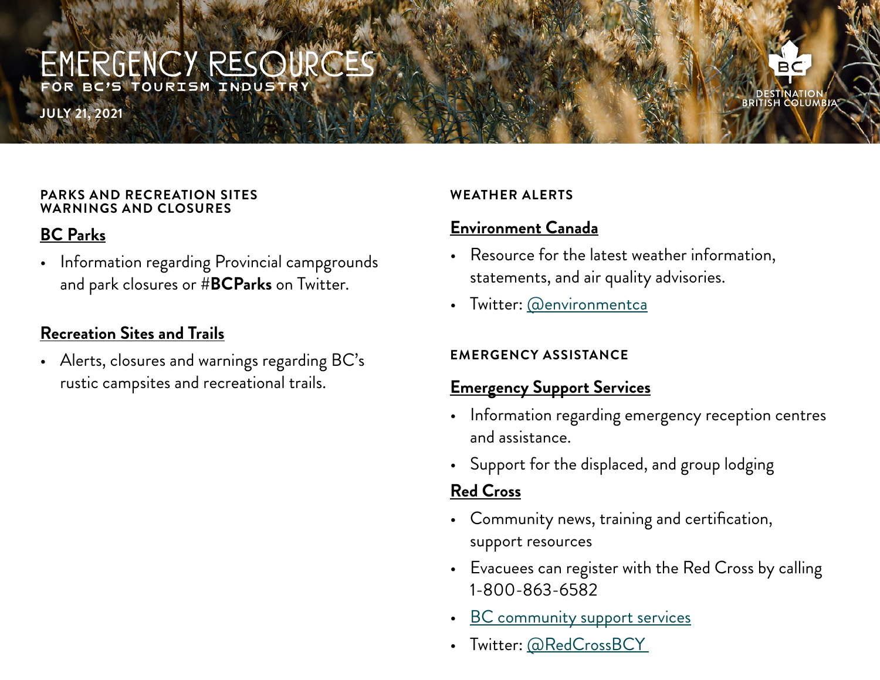# EMERGENCY RESOURCES

FOR BC'S TOURISM INDUSTRY

**JULY 21, 2021**

DESTINATION BRITISH COLUMBIA

## PARKS AND RECREATION SITES WARNINGS AND CLOSURES

### BC Parks

- Information regarding Provincial campgrounds and park closures or #**BCParks** on Twitter.

### Recreation Sites and Trails

- Alerts, closures and warnings regarding BC's rustic campsites and recreational trails.

## WEATHER ALERTS

### Environment Canada

- Resource for the latest weather information, statements, and air quality advisories.
- Twitter: @environmentca

## EMERGENCY ASSISTANCE

### Emergency Support Services

- Information regarding emergency reception centres and assistance.
- Support for the displaced, and group lodging

### Red Cross

- Community news, training and certification, support resources
- Evacuees can register with the Red Cross by calling 1-800-863-6582
- BC community support services
- Twitter: @RedCrossBCY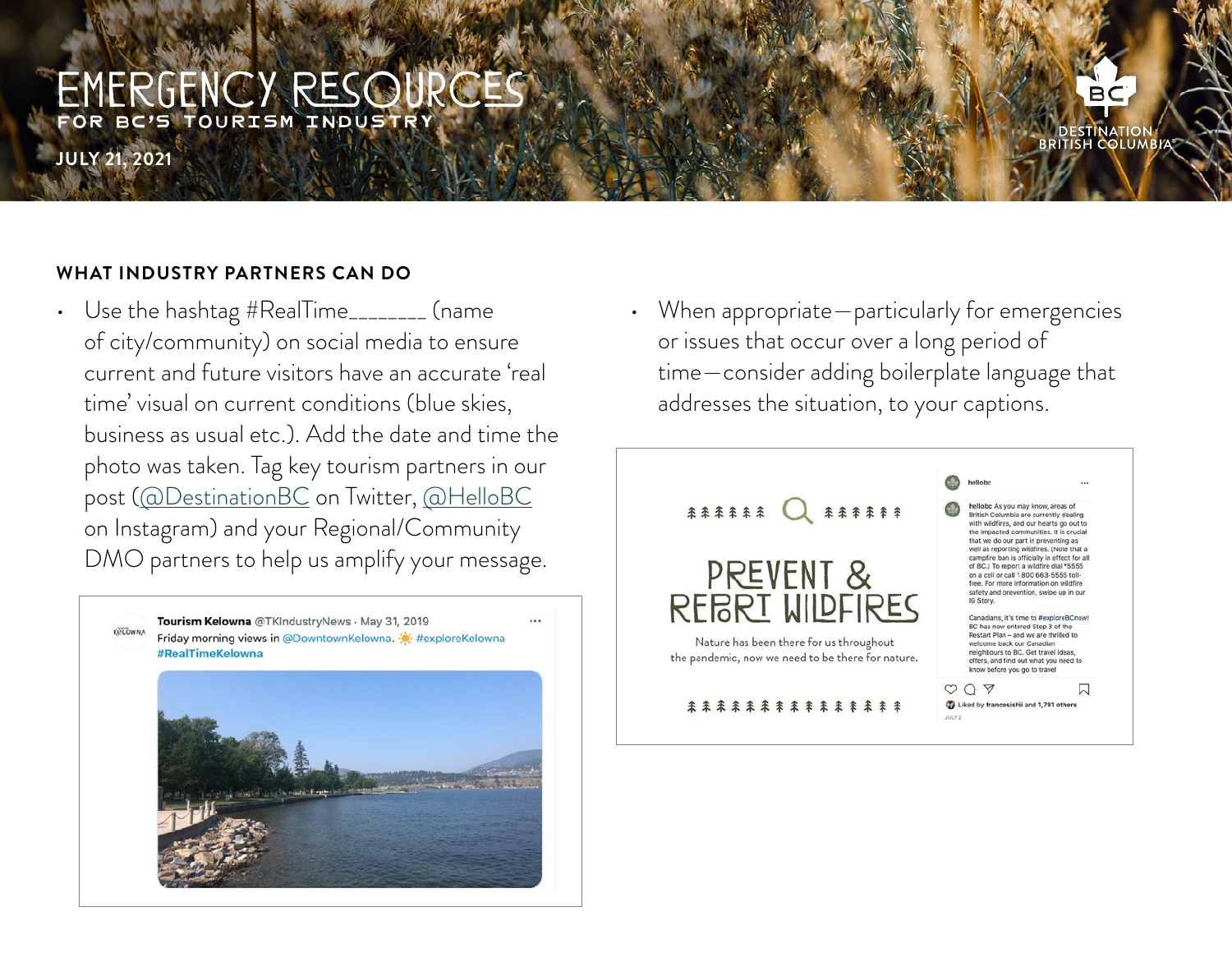# EMERGENCY RESOURCES

FOR BC'S TOURISM INDUSTRY

JULY 21, 2021

## WHAT INDUSTRY PARTNERS CAN DO

- Use the hashtag #RealTime_______ (name of city/community) on social media to ensure current and future visitors have an accurate 'real time' visual on current conditions (blue skies, business as usual etc.). Add the date and time the photo was taken. Tag key tourism partners in our post (@DestinationBC on Twitter, @HelloBC on Instagram) and your Regional/Community DMO partners to help us amplify your message.

- When appropriate—particularly for emergencies or issues that occur over a long period of time—consider adding boilerplate language that addresses the situation, to your captions.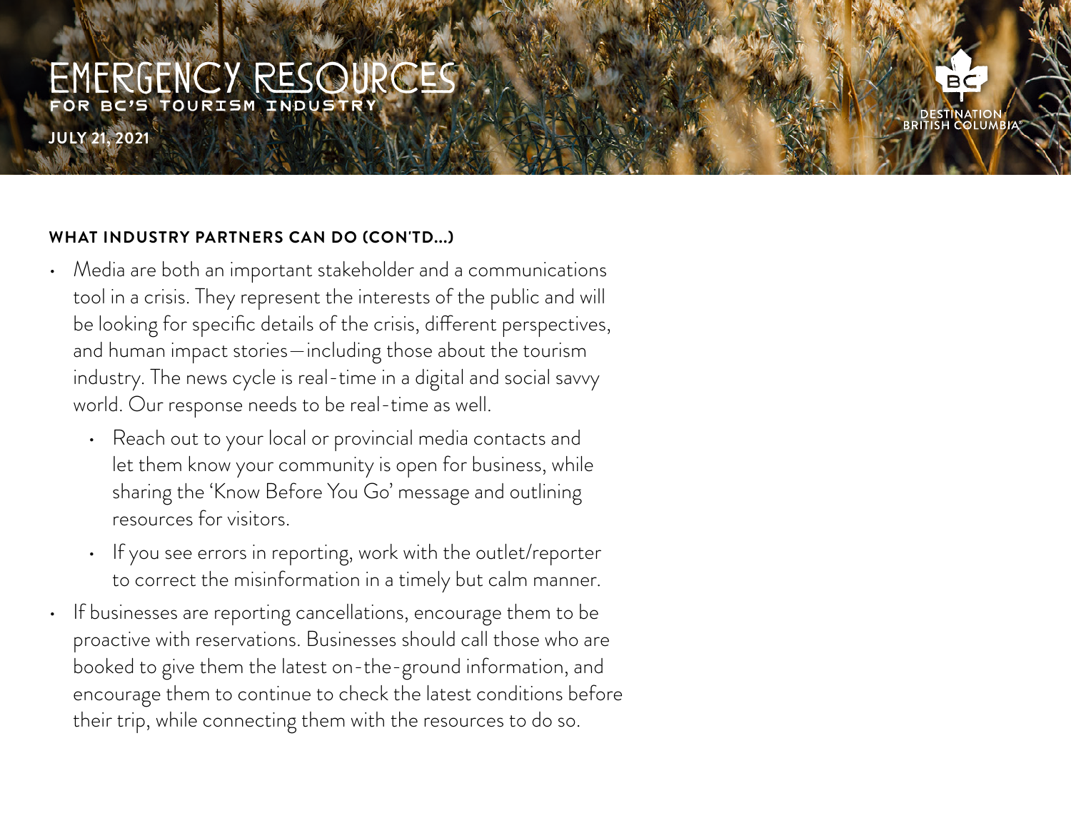### WHAT INDUSTRY PARTNERS CAN DO (CON'TD...)

- Media are both an important stakeholder and a communications tool in a crisis. They represent the interests of the public and will be looking for specific details of the crisis, different perspectives, and human impact stories—including those about the tourism industry. The news cycle is real-time in a digital and social savvy world. Our response needs to be real-time as well.
  - Reach out to your local or provincial media contacts and let them know your community is open for business, while sharing the 'Know Before You Go' message and outlining resources for visitors.
  - If you see errors in reporting, work with the outlet/reporter to correct the misinformation in a timely but calm manner.
- If businesses are reporting cancellations, encourage them to be proactive with reservations. Businesses should call those who are booked to give them the latest on-the-ground information, and encourage them to continue to check the latest conditions before their trip, while connecting them with the resources to do so.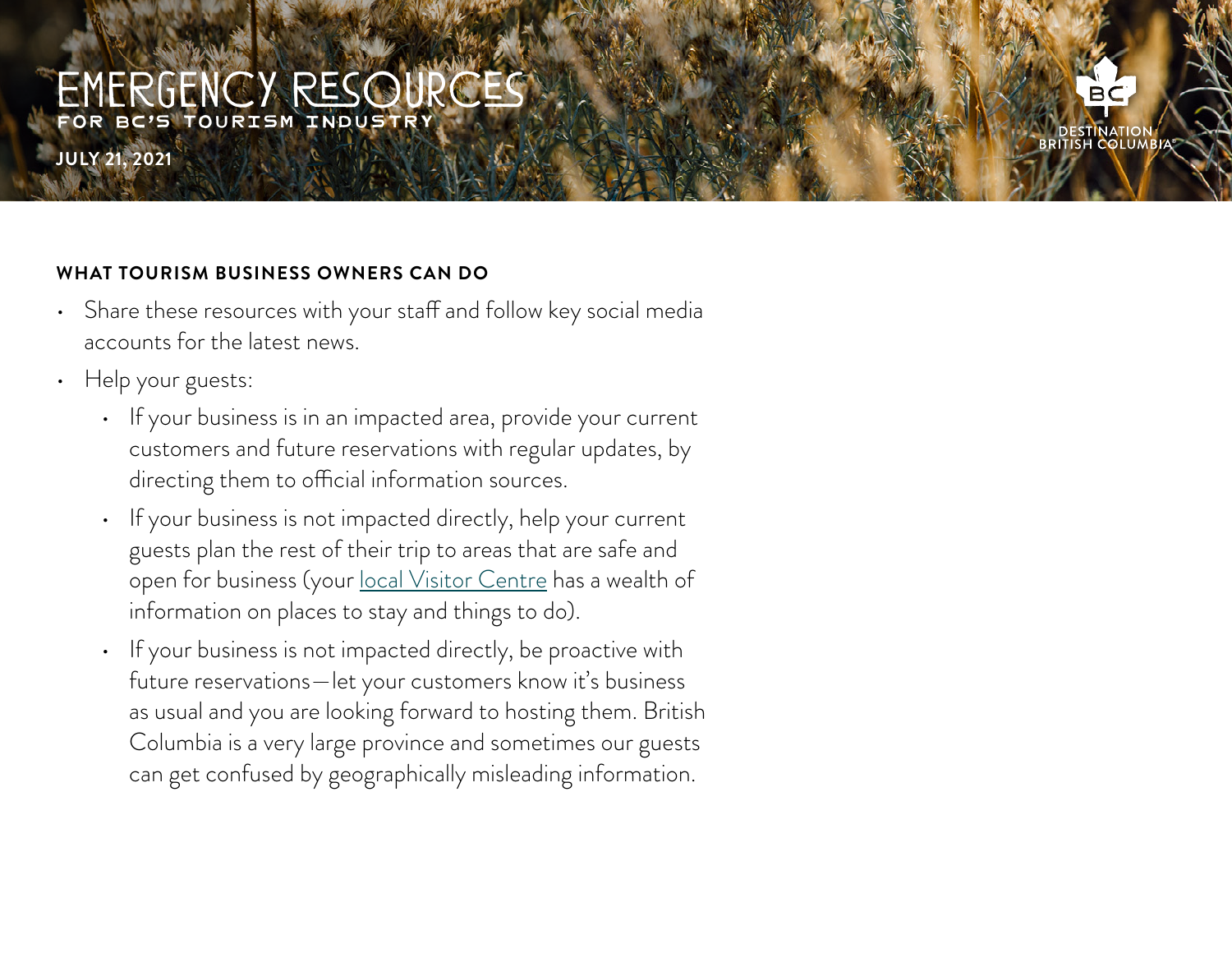# EMERGENCY RESOURCES

FOR BC'S TOURISM INDUSTRY

**JULY 21, 2021**

DESTINATION BRITISH COLUMBIA

**WHAT TOURISM BUSINESS OWNERS CAN DO**

- Share these resources with your staff and follow key social media accounts for the latest news.
- Help your guests:
  - If your business is in an impacted area, provide your current customers and future reservations with regular updates, by directing them to official information sources.
  - If your business is not impacted directly, help your current guests plan the rest of their trip to areas that are safe and open for business (your local Visitor Centre has a wealth of information on places to stay and things to do).
  - If your business is not impacted directly, be proactive with future reservations—let your customers know it's business as usual and you are looking forward to hosting them. British Columbia is a very large province and sometimes our guests can get confused by geographically misleading information.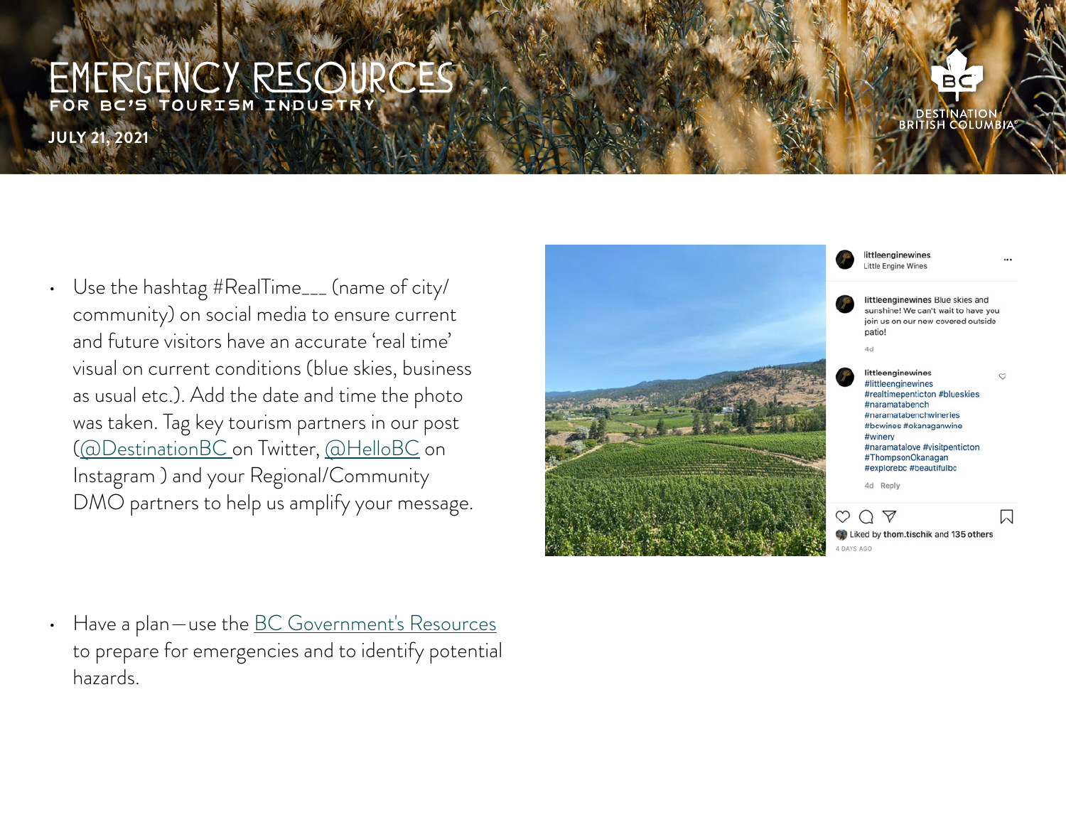# EMERGENCY RESOURCES

FOR BC'S TOURISM INDUSTRY

JULY 21, 2021

- Use the hashtag #RealTime___ (name of city/community) on social media to ensure current and future visitors have an accurate 'real time' visual on current conditions (blue skies, business as usual etc.). Add the date and time the photo was taken. Tag key tourism partners in our post (@DestinationBC on Twitter, @HelloBC on Instagram ) and your Regional/Community DMO partners to help us amplify your message.

- Have a plan—use the BC Government's Resources to prepare for emergencies and to identify potential hazards.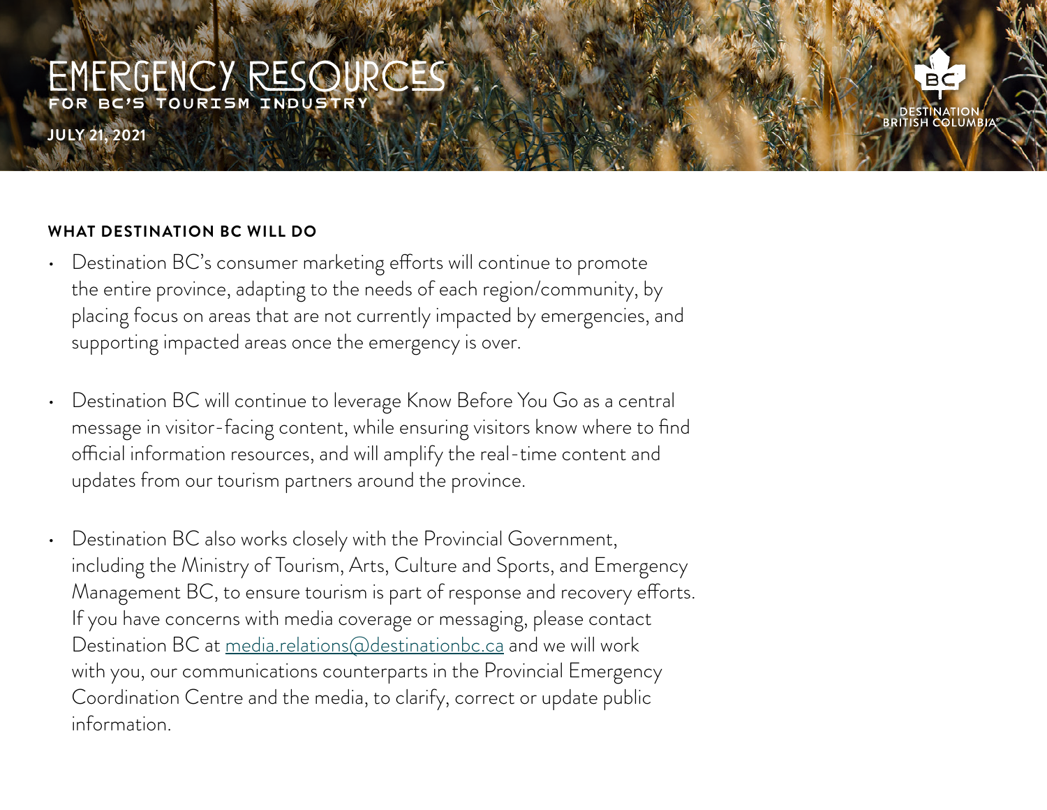# EMERGENCY RESOURCES

FOR BC'S TOURISM INDUSTRY

**JULY 21, 2021**

DESTINATION BRITISH COLUMBIA

**WHAT DESTINATION BC WILL DO**

- Destination BC's consumer marketing efforts will continue to promote the entire province, adapting to the needs of each region/community, by placing focus on areas that are not currently impacted by emergencies, and supporting impacted areas once the emergency is over.
- Destination BC will continue to leverage Know Before You Go as a central message in visitor-facing content, while ensuring visitors know where to find official information resources, and will amplify the real-time content and updates from our tourism partners around the province.
- Destination BC also works closely with the Provincial Government, including the Ministry of Tourism, Arts, Culture and Sports, and Emergency Management BC, to ensure tourism is part of response and recovery efforts. If you have concerns with media coverage or messaging, please contact Destination BC at media.relations@destinationbc.ca and we will work with you, our communications counterparts in the Provincial Emergency Coordination Centre and the media, to clarify, correct or update public information.